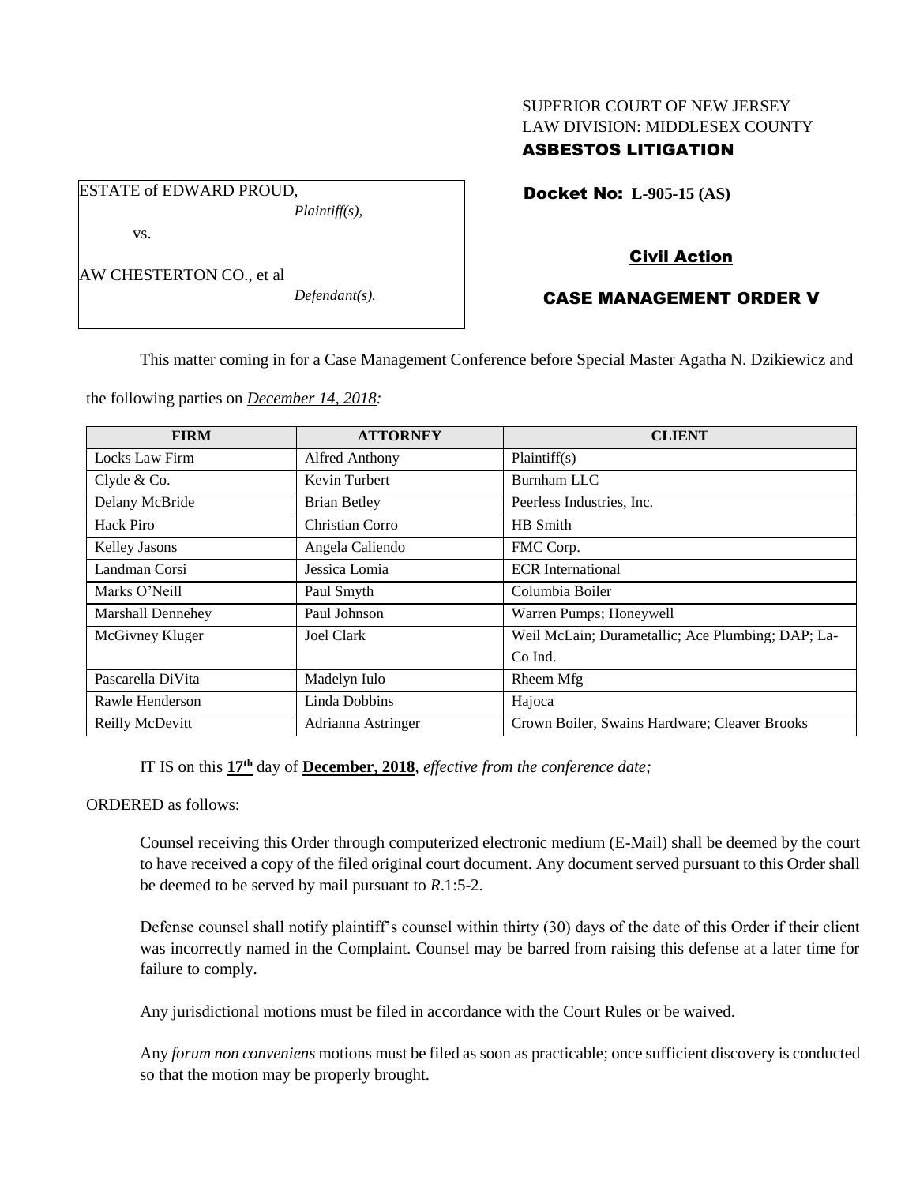SUPERIOR COURT OF NEW JERSEY
LAW DIVISION: MIDDLESEX COUNTY
**ASBESTOS LITIGATION**

ESTATE of EDWARD PROUD,
*Plaintiff(s),*

vs.

AW CHESTERTON CO., et al
*Defendant(s).*

**Docket No: L-905-15 (AS)**

**Civil Action**

**CASE MANAGEMENT ORDER V**

This matter coming in for a Case Management Conference before Special Master Agatha N. Dzikiewicz and the following parties on *December 14, 2018:*

| FIRM | ATTORNEY | CLIENT |
|---|---|---|
| Locks Law Firm | Alfred Anthony | Plaintiff(s) |
| Clyde & Co. | Kevin Turbert | Burnham LLC |
| Delany McBride | Brian Betley | Peerless Industries, Inc. |
| Hack Piro | Christian Corro | HB Smith |
| Kelley Jasons | Angela Caliendo | FMC Corp. |
| Landman Corsi | Jessica Lomia | ECR International |
| Marks O'Neill | Paul Smyth | Columbia Boiler |
| Marshall Dennehey | Paul Johnson | Warren Pumps; Honeywell |
| McGivney Kluger | Joel Clark | Weil McLain; Durametallic; Ace Plumbing; DAP; La-Co Ind. |
| Pascarella DiVita | Madelyn Iulo | Rheem Mfg |
| Rawle Henderson | Linda Dobbins | Hajoca |
| Reilly McDevitt | Adrianna Astringer | Crown Boiler, Swains Hardware; Cleaver Brooks |

IT IS on this **17th** day of **December, 2018**, *effective from the conference date;*

ORDERED as follows:

Counsel receiving this Order through computerized electronic medium (E-Mail) shall be deemed by the court to have received a copy of the filed original court document. Any document served pursuant to this Order shall be deemed to be served by mail pursuant to *R*.1:5-2.

Defense counsel shall notify plaintiff's counsel within thirty (30) days of the date of this Order if their client was incorrectly named in the Complaint. Counsel may be barred from raising this defense at a later time for failure to comply.

Any jurisdictional motions must be filed in accordance with the Court Rules or be waived.

Any *forum non conveniens* motions must be filed as soon as practicable; once sufficient discovery is conducted so that the motion may be properly brought.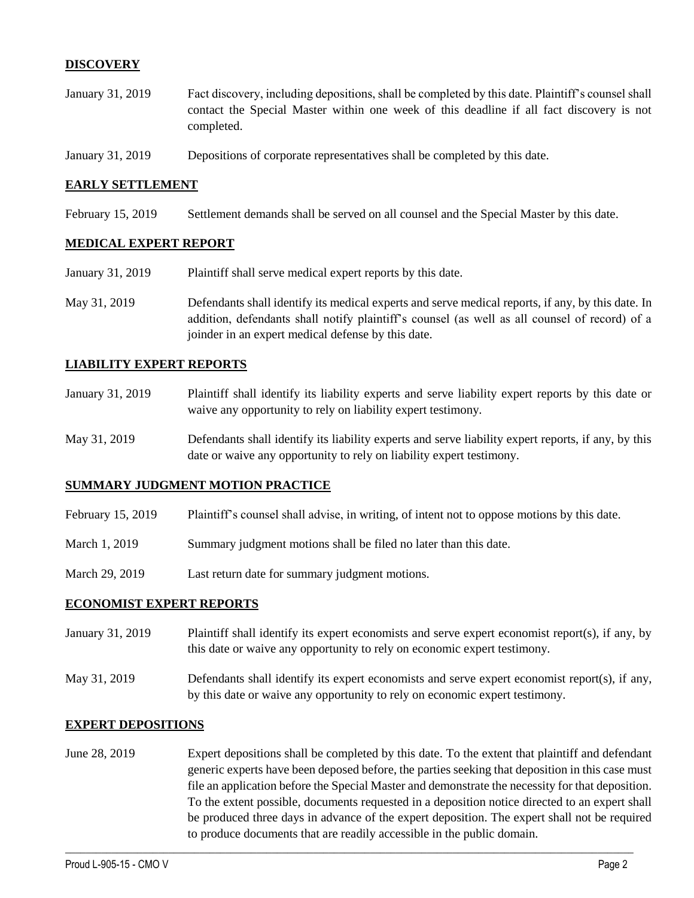## DISCOVERY

January 31, 2019 — Fact discovery, including depositions, shall be completed by this date. Plaintiff's counsel shall contact the Special Master within one week of this deadline if all fact discovery is not completed.

January 31, 2019 — Depositions of corporate representatives shall be completed by this date.

## EARLY SETTLEMENT

February 15, 2019 — Settlement demands shall be served on all counsel and the Special Master by this date.

## MEDICAL EXPERT REPORT

January 31, 2019 — Plaintiff shall serve medical expert reports by this date.

May 31, 2019 — Defendants shall identify its medical experts and serve medical reports, if any, by this date. In addition, defendants shall notify plaintiff's counsel (as well as all counsel of record) of a joinder in an expert medical defense by this date.

## LIABILITY EXPERT REPORTS

January 31, 2019 — Plaintiff shall identify its liability experts and serve liability expert reports by this date or waive any opportunity to rely on liability expert testimony.

May 31, 2019 — Defendants shall identify its liability experts and serve liability expert reports, if any, by this date or waive any opportunity to rely on liability expert testimony.

## SUMMARY JUDGMENT MOTION PRACTICE

February 15, 2019 — Plaintiff's counsel shall advise, in writing, of intent not to oppose motions by this date.

March 1, 2019 — Summary judgment motions shall be filed no later than this date.

March 29, 2019 — Last return date for summary judgment motions.

## ECONOMIST EXPERT REPORTS

January 31, 2019 — Plaintiff shall identify its expert economists and serve expert economist report(s), if any, by this date or waive any opportunity to rely on economic expert testimony.

May 31, 2019 — Defendants shall identify its expert economists and serve expert economist report(s), if any, by this date or waive any opportunity to rely on economic expert testimony.

## EXPERT DEPOSITIONS

June 28, 2019 — Expert depositions shall be completed by this date. To the extent that plaintiff and defendant generic experts have been deposed before, the parties seeking that deposition in this case must file an application before the Special Master and demonstrate the necessity for that deposition. To the extent possible, documents requested in a deposition notice directed to an expert shall be produced three days in advance of the expert deposition. The expert shall not be required to produce documents that are readily accessible in the public domain.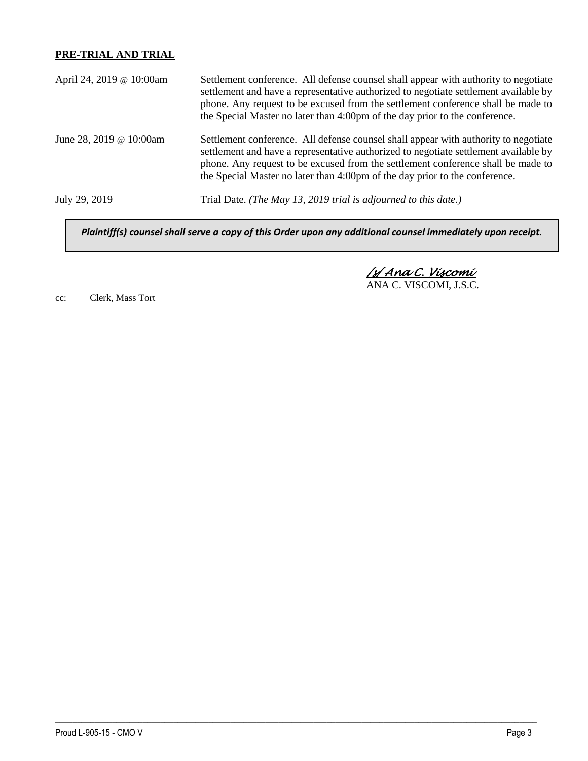**PRE-TRIAL AND TRIAL**

| | |
|---|---|
| April 24, 2019 @ 10:00am | Settlement conference. All defense counsel shall appear with authority to negotiate settlement and have a representative authorized to negotiate settlement available by phone. Any request to be excused from the settlement conference shall be made to the Special Master no later than 4:00pm of the day prior to the conference. |
| June 28, 2019 @ 10:00am | Settlement conference. All defense counsel shall appear with authority to negotiate settlement and have a representative authorized to negotiate settlement available by phone. Any request to be excused from the settlement conference shall be made to the Special Master no later than 4:00pm of the day prior to the conference. |
| July 29, 2019 | Trial Date. *(The May 13, 2019 trial is adjourned to this date.)* |

***Plaintiff(s) counsel shall serve a copy of this Order upon any additional counsel immediately upon receipt.***

*/s/ Ana C. Viscomi*
ANA C. VISCOMI, J.S.C.

cc: Clerk, Mass Tort